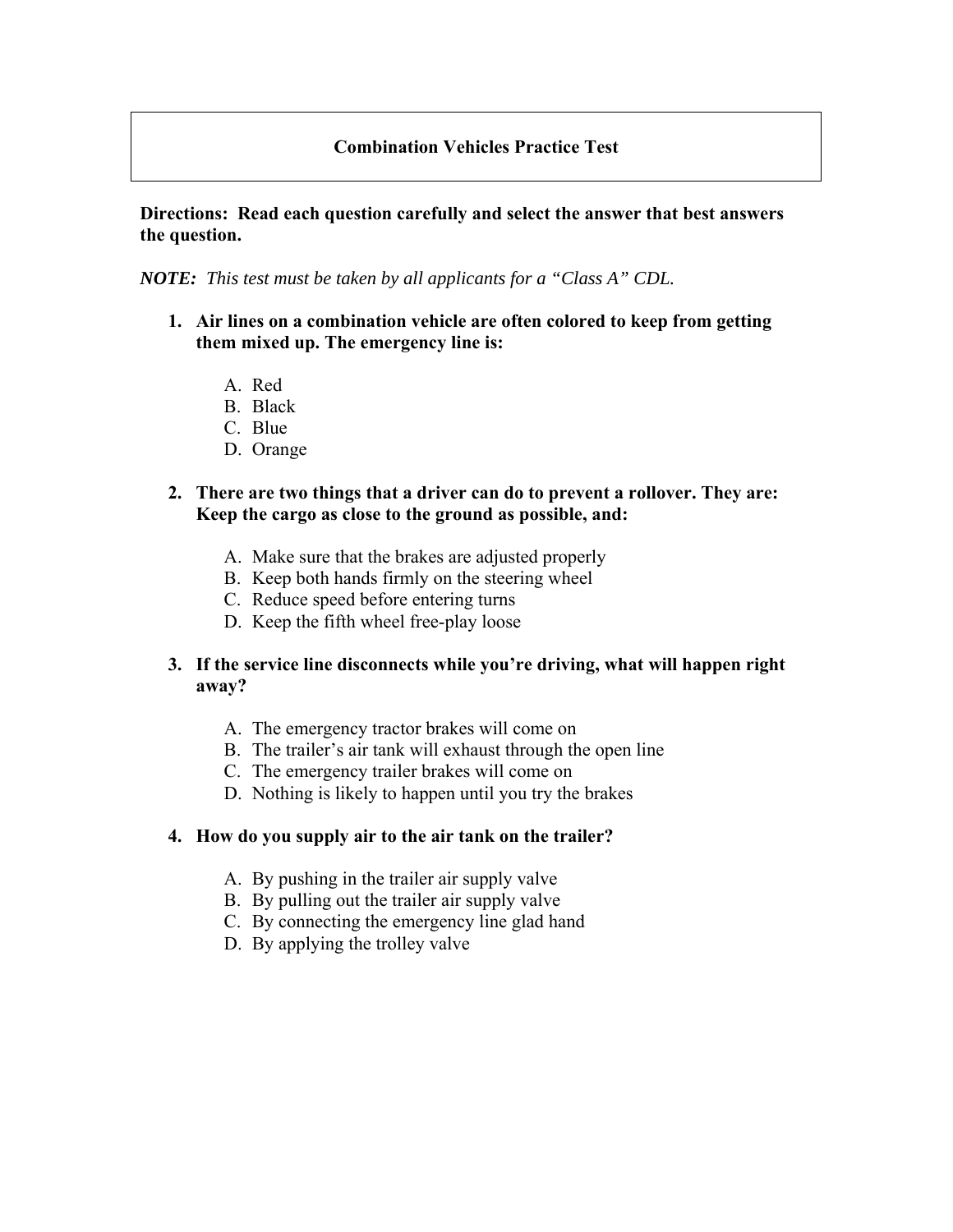# Combination Vehicles Practice Test

**Directions: Read each question carefully and select the answer that best answers the question.**

***NOTE:*** *This test must be taken by all applicants for a "Class A" CDL.*

1. **Air lines on a combination vehicle are often colored to keep from getting them mixed up. The emergency line is:**

   A. Red
   B. Black
   C. Blue
   D. Orange

2. **There are two things that a driver can do to prevent a rollover. They are: Keep the cargo as close to the ground as possible, and:**

   A. Make sure that the brakes are adjusted properly
   B. Keep both hands firmly on the steering wheel
   C. Reduce speed before entering turns
   D. Keep the fifth wheel free-play loose

3. **If the service line disconnects while you're driving, what will happen right away?**

   A. The emergency tractor brakes will come on
   B. The trailer's air tank will exhaust through the open line
   C. The emergency trailer brakes will come on
   D. Nothing is likely to happen until you try the brakes

4. **How do you supply air to the air tank on the trailer?**

   A. By pushing in the trailer air supply valve
   B. By pulling out the trailer air supply valve
   C. By connecting the emergency line glad hand
   D. By applying the trolley valve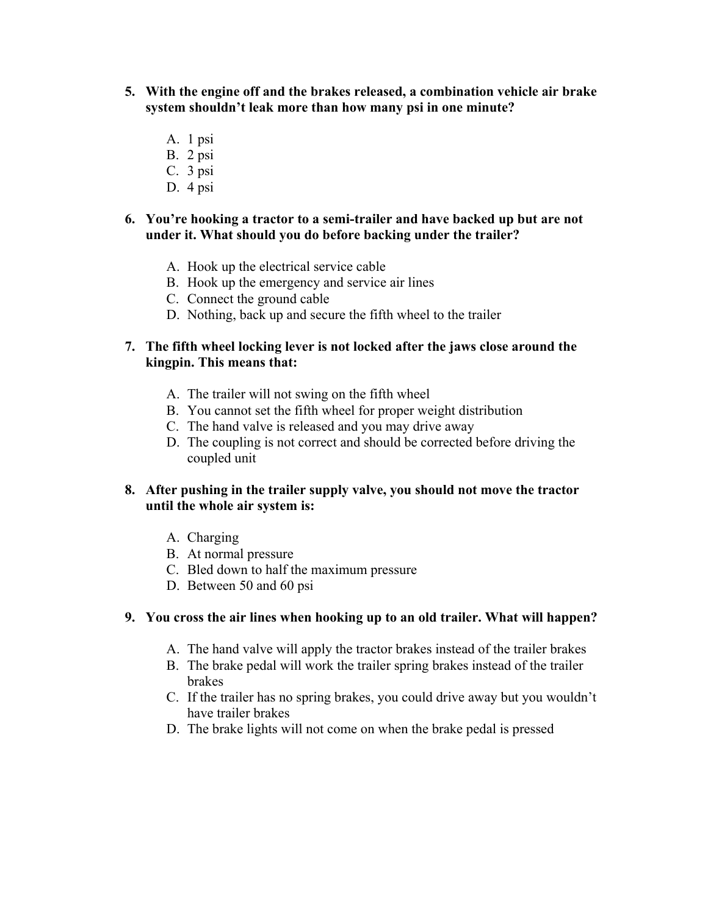5. **With the engine off and the brakes released, a combination vehicle air brake system shouldn't leak more than how many psi in one minute?**

   A. 1 psi
   B. 2 psi
   C. 3 psi
   D. 4 psi

6. **You're hooking a tractor to a semi-trailer and have backed up but are not under it. What should you do before backing under the trailer?**

   A. Hook up the electrical service cable
   B. Hook up the emergency and service air lines
   C. Connect the ground cable
   D. Nothing, back up and secure the fifth wheel to the trailer

7. **The fifth wheel locking lever is not locked after the jaws close around the kingpin. This means that:**

   A. The trailer will not swing on the fifth wheel
   B. You cannot set the fifth wheel for proper weight distribution
   C. The hand valve is released and you may drive away
   D. The coupling is not correct and should be corrected before driving the coupled unit

8. **After pushing in the trailer supply valve, you should not move the tractor until the whole air system is:**

   A. Charging
   B. At normal pressure
   C. Bled down to half the maximum pressure
   D. Between 50 and 60 psi

9. **You cross the air lines when hooking up to an old trailer. What will happen?**

   A. The hand valve will apply the tractor brakes instead of the trailer brakes
   B. The brake pedal will work the trailer spring brakes instead of the trailer brakes
   C. If the trailer has no spring brakes, you could drive away but you wouldn't have trailer brakes
   D. The brake lights will not come on when the brake pedal is pressed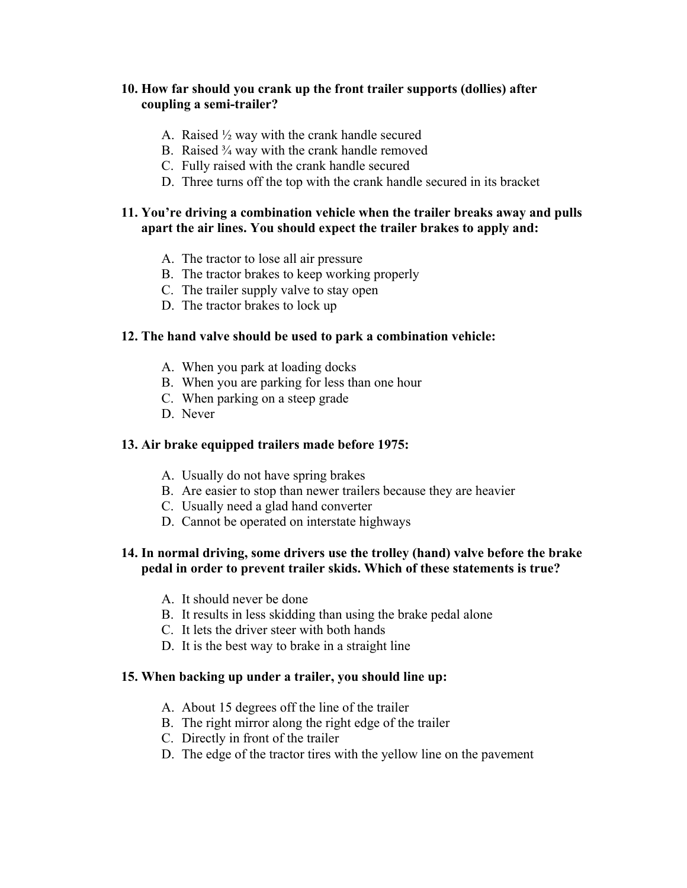**10. How far should you crank up the front trailer supports (dollies) after coupling a semi-trailer?**

A. Raised ½ way with the crank handle secured
B. Raised ¾ way with the crank handle removed
C. Fully raised with the crank handle secured
D. Three turns off the top with the crank handle secured in its bracket

**11. You're driving a combination vehicle when the trailer breaks away and pulls apart the air lines. You should expect the trailer brakes to apply and:**

A. The tractor to lose all air pressure
B. The tractor brakes to keep working properly
C. The trailer supply valve to stay open
D. The tractor brakes to lock up

**12. The hand valve should be used to park a combination vehicle:**

A. When you park at loading docks
B. When you are parking for less than one hour
C. When parking on a steep grade
D. Never

**13. Air brake equipped trailers made before 1975:**

A. Usually do not have spring brakes
B. Are easier to stop than newer trailers because they are heavier
C. Usually need a glad hand converter
D. Cannot be operated on interstate highways

**14. In normal driving, some drivers use the trolley (hand) valve before the brake pedal in order to prevent trailer skids. Which of these statements is true?**

A. It should never be done
B. It results in less skidding than using the brake pedal alone
C. It lets the driver steer with both hands
D. It is the best way to brake in a straight line

**15. When backing up under a trailer, you should line up:**

A. About 15 degrees off the line of the trailer
B. The right mirror along the right edge of the trailer
C. Directly in front of the trailer
D. The edge of the tractor tires with the yellow line on the pavement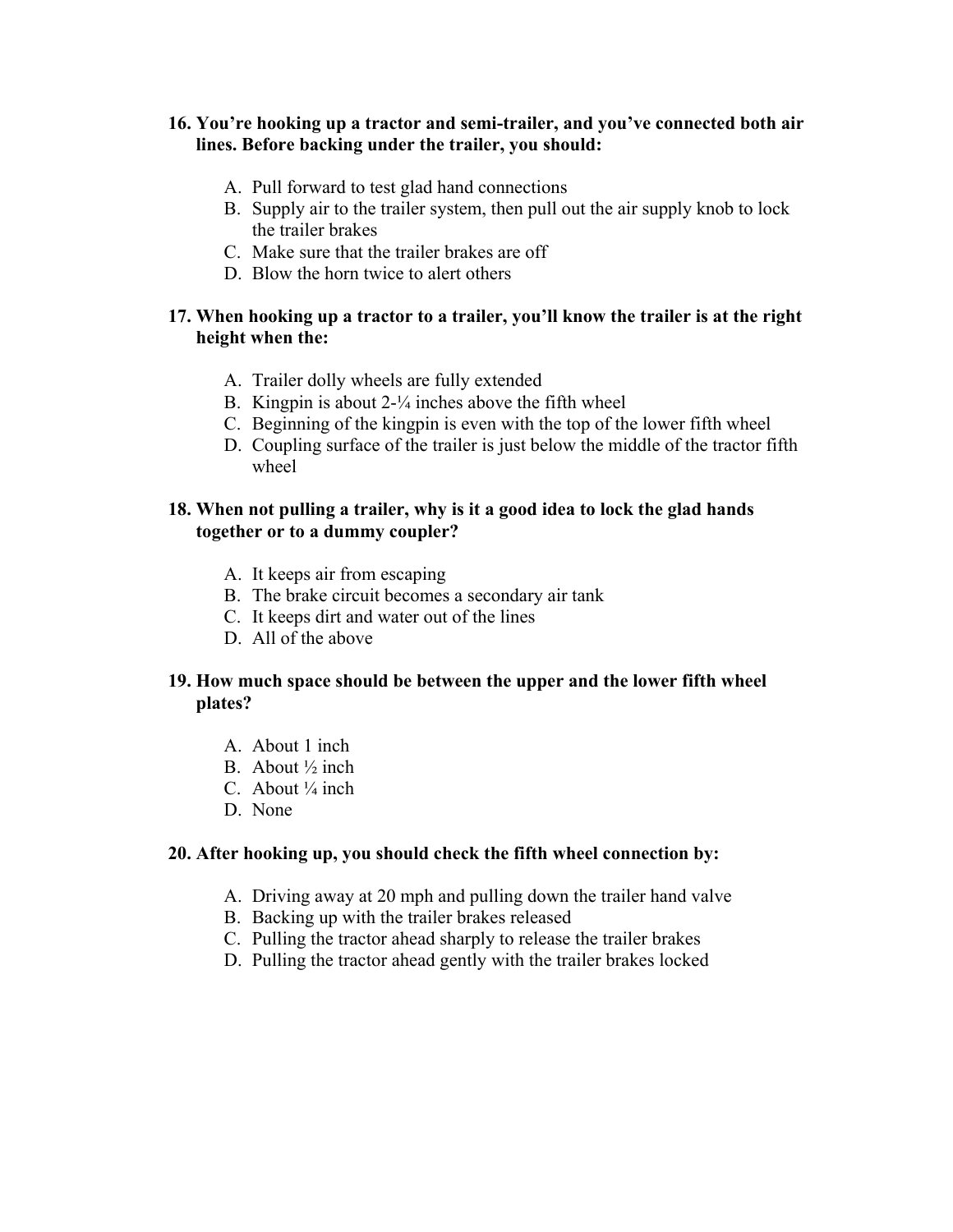**16. You're hooking up a tractor and semi-trailer, and you've connected both air lines. Before backing under the trailer, you should:**

A. Pull forward to test glad hand connections
B. Supply air to the trailer system, then pull out the air supply knob to lock the trailer brakes
C. Make sure that the trailer brakes are off
D. Blow the horn twice to alert others

**17. When hooking up a tractor to a trailer, you'll know the trailer is at the right height when the:**

A. Trailer dolly wheels are fully extended
B. Kingpin is about 2-¼ inches above the fifth wheel
C. Beginning of the kingpin is even with the top of the lower fifth wheel
D. Coupling surface of the trailer is just below the middle of the tractor fifth wheel

**18. When not pulling a trailer, why is it a good idea to lock the glad hands together or to a dummy coupler?**

A. It keeps air from escaping
B. The brake circuit becomes a secondary air tank
C. It keeps dirt and water out of the lines
D. All of the above

**19. How much space should be between the upper and the lower fifth wheel plates?**

A. About 1 inch
B. About ½ inch
C. About ¼ inch
D. None

**20. After hooking up, you should check the fifth wheel connection by:**

A. Driving away at 20 mph and pulling down the trailer hand valve
B. Backing up with the trailer brakes released
C. Pulling the tractor ahead sharply to release the trailer brakes
D. Pulling the tractor ahead gently with the trailer brakes locked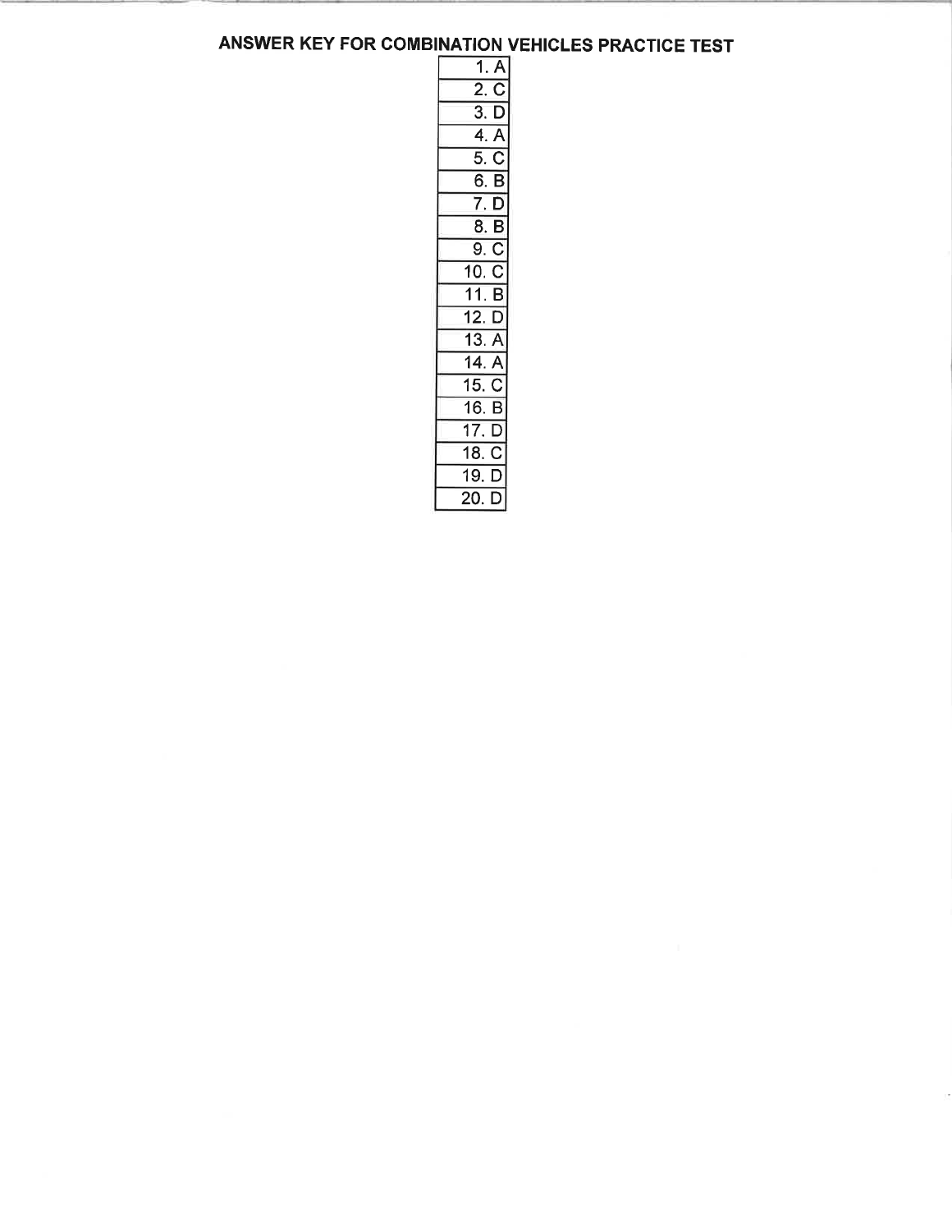# ANSWER KEY FOR COMBINATION VEHICLES PRACTICE TEST

| |
|---|
| 1. A |
| 2. C |
| 3. D |
| 4. A |
| 5. C |
| 6. B |
| 7. D |
| 8. B |
| 9. C |
| 10. C |
| 11. B |
| 12. D |
| 13. A |
| 14. A |
| 15. C |
| 16. B |
| 17. D |
| 18. C |
| 19. D |
| 20. D |